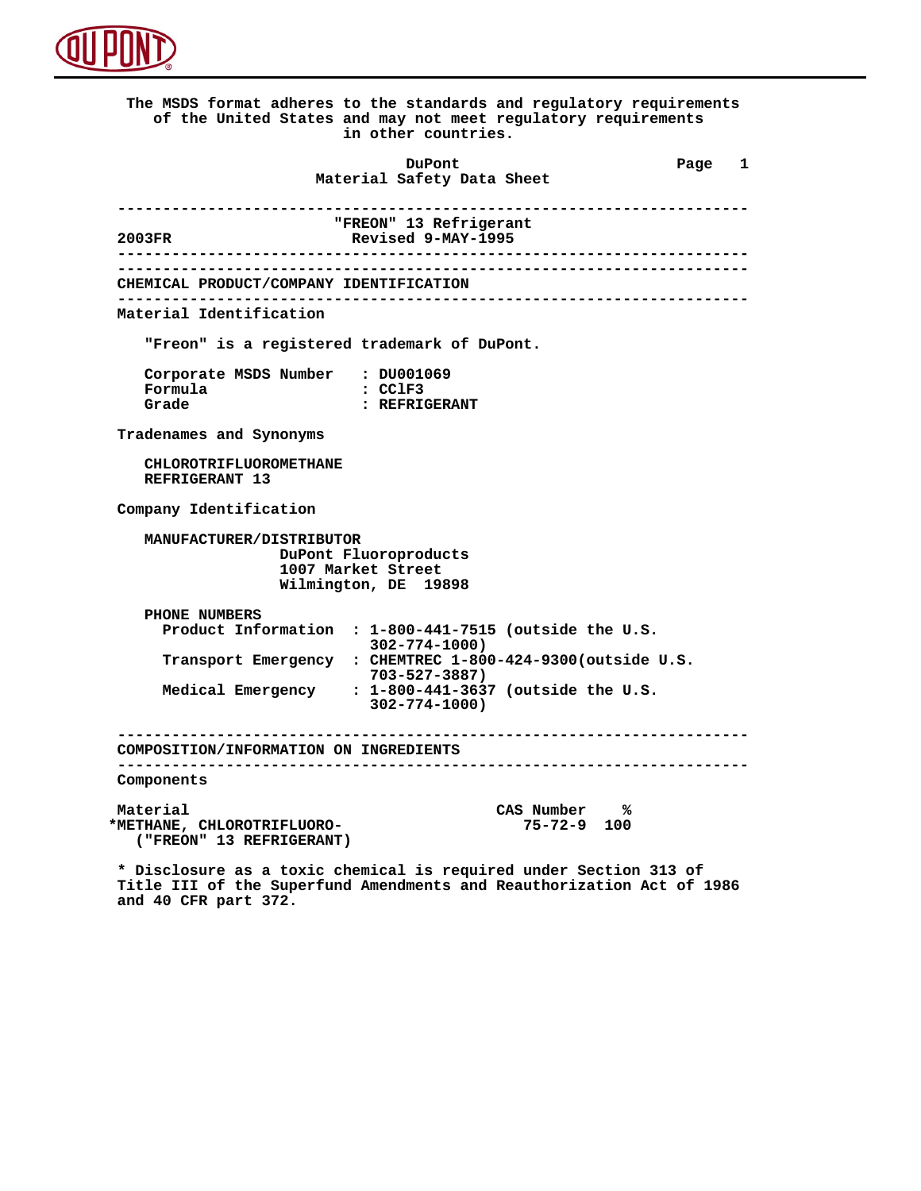The MSDS format adheres to the standards and regulatory requirements of the United States and may not meet regulatory requirements in other countries.

**DuPont**
**Material Safety Data Sheet**

---

# "FREON" 13 Refrigerant

2003FR — Revised 9-MAY-1995

---

## CHEMICAL PRODUCT/COMPANY IDENTIFICATION

### Material Identification

"Freon" is a registered trademark of DuPont.

Corporate MSDS Number : DU001069
Formula : $CClF_3$
Grade : REFRIGERANT

### Tradenames and Synonyms

CHLOROTRIFLUOROMETHANE
REFRIGERANT 13

### Company Identification

MANUFACTURER/DISTRIBUTOR
DuPont Fluoroproducts
1007 Market Street
Wilmington, DE 19898

PHONE NUMBERS
- Product Information : 1-800-441-7515 (outside the U.S. 302-774-1000)
- Transport Emergency : CHEMTREC 1-800-424-9300(outside U.S. 703-527-3887)
- Medical Emergency : 1-800-441-3637 (outside the U.S. 302-774-1000)

---

## COMPOSITION/INFORMATION ON INGREDIENTS

### Components

| Material | CAS Number | % |
|---|---|---|
| *METHANE, CHLOROTRIFLUORO- ("FREON" 13 REFRIGERANT) | 75-72-9 | 100 |

* Disclosure as a toxic chemical is required under Section 313 of Title III of the Superfund Amendments and Reauthorization Act of 1986 and 40 CFR part 372.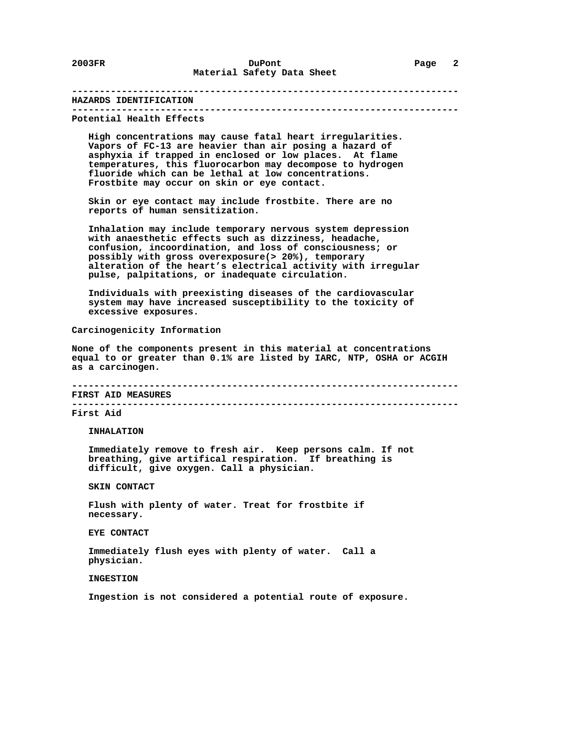## HAZARDS IDENTIFICATION

### Potential Health Effects

High concentrations may cause fatal heart irregularities. Vapors of FC-13 are heavier than air posing a hazard of asphyxia if trapped in enclosed or low places. At flame temperatures, this fluorocarbon may decompose to hydrogen fluoride which can be lethal at low concentrations. Frostbite may occur on skin or eye contact.

Skin or eye contact may include frostbite. There are no reports of human sensitization.

Inhalation may include temporary nervous system depression with anaesthetic effects such as dizziness, headache, confusion, incoordination, and loss of consciousness; or possibly with gross overexposure(> 20%), temporary alteration of the heart's electrical activity with irregular pulse, palpitations, or inadequate circulation.

Individuals with preexisting diseases of the cardiovascular system may have increased susceptibility to the toxicity of excessive exposures.

### Carcinogenicity Information

None of the components present in this material at concentrations equal to or greater than 0.1% are listed by IARC, NTP, OSHA or ACGIH as a carcinogen.

## FIRST AID MEASURES

### First Aid

**INHALATION**

Immediately remove to fresh air. Keep persons calm. If not breathing, give artifical respiration. If breathing is difficult, give oxygen. Call a physician.

**SKIN CONTACT**

Flush with plenty of water. Treat for frostbite if necessary.

**EYE CONTACT**

Immediately flush eyes with plenty of water. Call a physician.

**INGESTION**

Ingestion is not considered a potential route of exposure.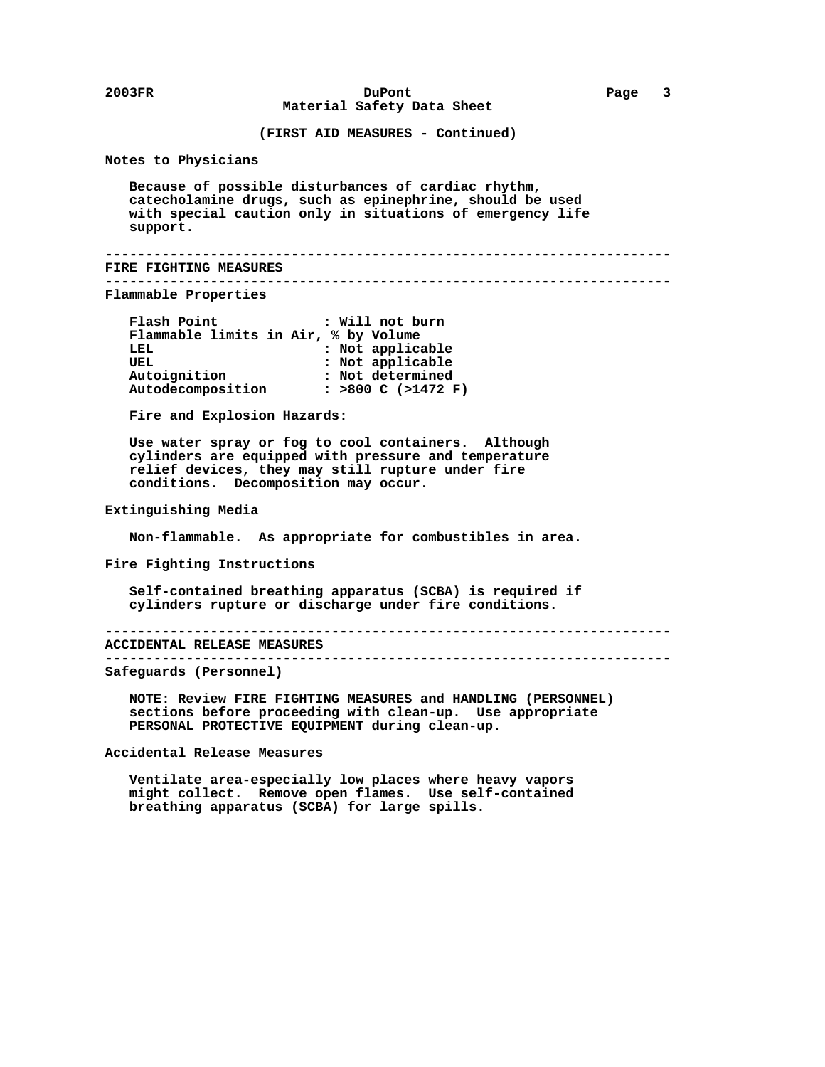(FIRST AID MEASURES - Continued)

### Notes to Physicians

Because of possible disturbances of cardiac rhythm, catecholamine drugs, such as epinephrine, should be used with special caution only in situations of emergency life support.

## FIRE FIGHTING MEASURES

### Flammable Properties

| | |
|---|---|
| Flash Point | : Will not burn |
| Flammable limits in Air, % by Volume | |
| LEL | : Not applicable |
| UEL | : Not applicable |
| Autoignition | : Not determined |
| Autodecomposition | : >800 C (>1472 F) |

Fire and Explosion Hazards:

Use water spray or fog to cool containers. Although cylinders are equipped with pressure and temperature relief devices, they may still rupture under fire conditions. Decomposition may occur.

### Extinguishing Media

Non-flammable. As appropriate for combustibles in area.

### Fire Fighting Instructions

Self-contained breathing apparatus (SCBA) is required if cylinders rupture or discharge under fire conditions.

## ACCIDENTAL RELEASE MEASURES

### Safeguards (Personnel)

NOTE: Review FIRE FIGHTING MEASURES and HANDLING (PERSONNEL) sections before proceeding with clean-up. Use appropriate PERSONAL PROTECTIVE EQUIPMENT during clean-up.

### Accidental Release Measures

Ventilate area-especially low places where heavy vapors might collect. Remove open flames. Use self-contained breathing apparatus (SCBA) for large spills.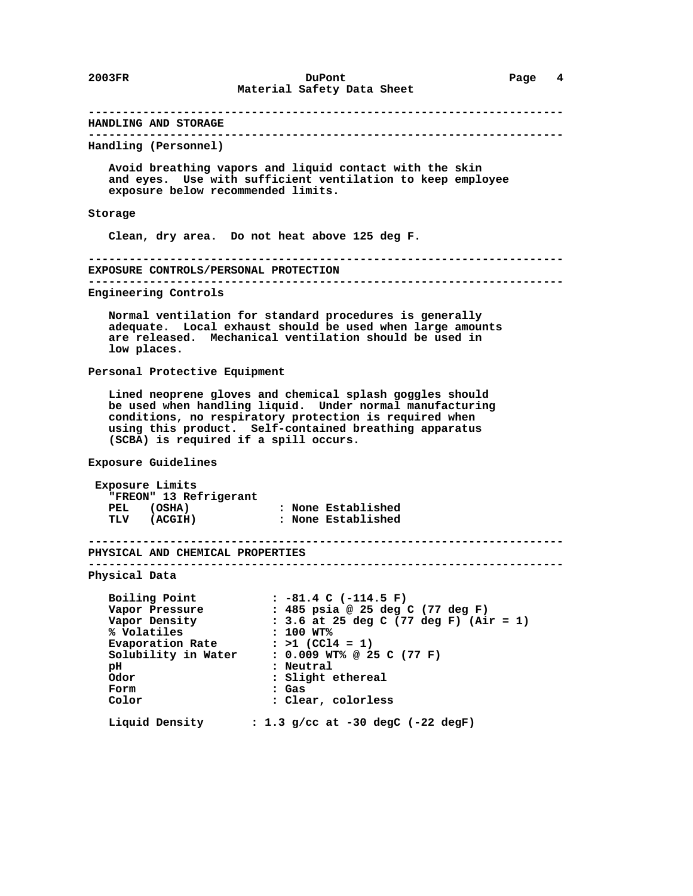## HANDLING AND STORAGE

### Handling (Personnel)

Avoid breathing vapors and liquid contact with the skin and eyes. Use with sufficient ventilation to keep employee exposure below recommended limits.

### Storage

Clean, dry area. Do not heat above 125 deg F.

## EXPOSURE CONTROLS/PERSONAL PROTECTION

### Engineering Controls

Normal ventilation for standard procedures is generally adequate. Local exhaust should be used when large amounts are released. Mechanical ventilation should be used in low places.

### Personal Protective Equipment

Lined neoprene gloves and chemical splash goggles should be used when handling liquid. Under normal manufacturing conditions, no respiratory protection is required when using this product. Self-contained breathing apparatus (SCBA) is required if a spill occurs.

### Exposure Guidelines

Exposure Limits

"FREON" 13 Refrigerant

| | |
|---|---|
| PEL (OSHA) | : None Established |
| TLV (ACGIH) | : None Established |

## PHYSICAL AND CHEMICAL PROPERTIES

### Physical Data

| | |
|---|---|
| Boiling Point | : -81.4 C (-114.5 F) |
| Vapor Pressure | : 485 psia @ 25 deg C (77 deg F) |
| Vapor Density | : 3.6 at 25 deg C (77 deg F) (Air = 1) |
| % Volatiles | : 100 WT% |
| Evaporation Rate | : >1 ($CCl_4$ = 1) |
| Solubility in Water | : 0.009 WT% @ 25 C (77 F) |
| pH | : Neutral |
| Odor | : Slight ethereal |
| Form | : Gas |
| Color | : Clear, colorless |
| Liquid Density | : 1.3 g/cc at -30 degC (-22 degF) |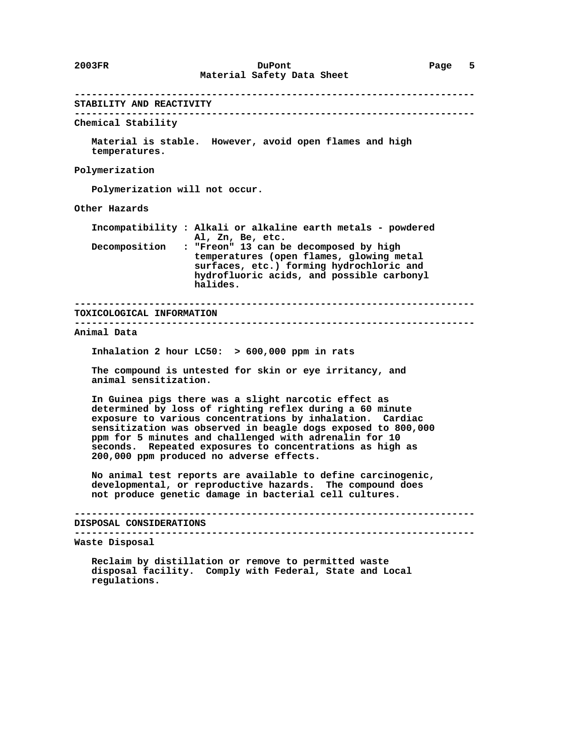## STABILITY AND REACTIVITY

### Chemical Stability

Material is stable. However, avoid open flames and high temperatures.

### Polymerization

Polymerization will not occur.

### Other Hazards

**Incompatibility** : Alkali or alkaline earth metals - powdered Al, Zn, Be, etc.

**Decomposition** : "Freon" 13 can be decomposed by high temperatures (open flames, glowing metal surfaces, etc.) forming hydrochloric and hydrofluoric acids, and possible carbonyl halides.

## TOXICOLOGICAL INFORMATION

### Animal Data

Inhalation 2 hour LC50: > 600,000 ppm in rats

The compound is untested for skin or eye irritancy, and animal sensitization.

In Guinea pigs there was a slight narcotic effect as determined by loss of righting reflex during a 60 minute exposure to various concentrations by inhalation. Cardiac sensitization was observed in beagle dogs exposed to 800,000 ppm for 5 minutes and challenged with adrenalin for 10 seconds. Repeated exposures to concentrations as high as 200,000 ppm produced no adverse effects.

No animal test reports are available to define carcinogenic, developmental, or reproductive hazards. The compound does not produce genetic damage in bacterial cell cultures.

## DISPOSAL CONSIDERATIONS

### Waste Disposal

Reclaim by distillation or remove to permitted waste disposal facility. Comply with Federal, State and Local regulations.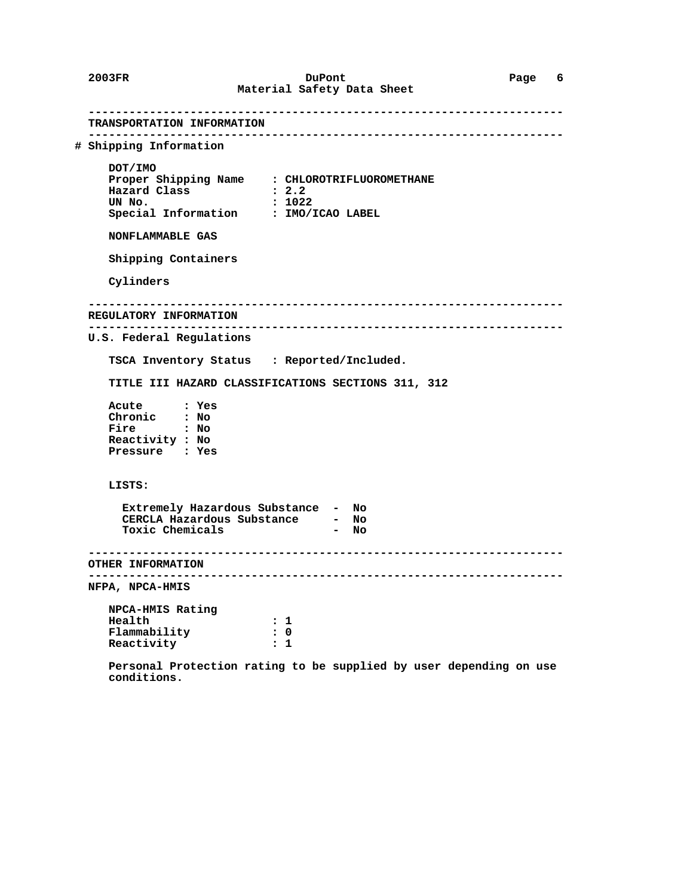## TRANSPORTATION INFORMATION

# Shipping Information

DOT/IMO

Proper Shipping Name : CHLOROTRIFLUOROMETHANE
Hazard Class : 2.2
UN No. : 1022
Special Information : IMO/ICAO LABEL

NONFLAMMABLE GAS

Shipping Containers

Cylinders

## REGULATORY INFORMATION

U.S. Federal Regulations

TSCA Inventory Status : Reported/Included.

TITLE III HAZARD CLASSIFICATIONS SECTIONS 311, 312

Acute : Yes
Chronic : No
Fire : No
Reactivity : No
Pressure : Yes

LISTS:

Extremely Hazardous Substance - No
CERCLA Hazardous Substance - No
Toxic Chemicals - No

## OTHER INFORMATION

NFPA, NPCA-HMIS

NPCA-HMIS Rating
Health : 1
Flammability : 0
Reactivity : 1

Personal Protection rating to be supplied by user depending on use conditions.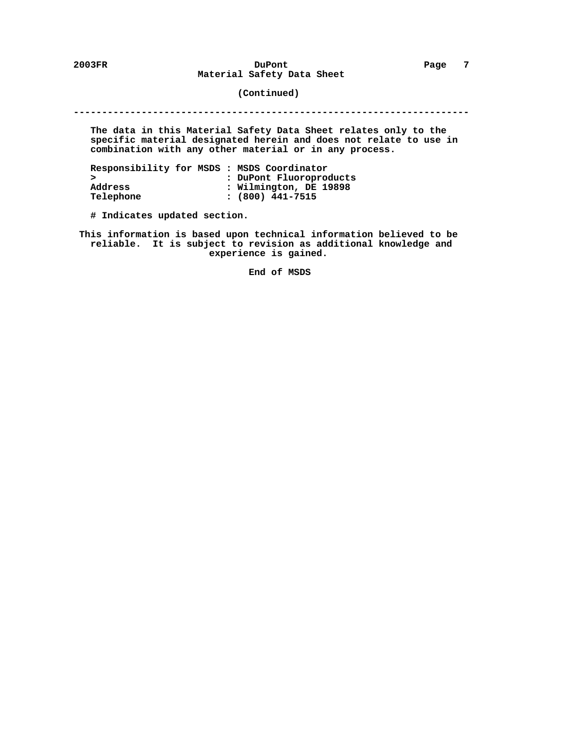(Continued)

---

The data in this Material Safety Data Sheet relates only to the specific material designated herein and does not relate to use in combination with any other material or in any process.

| | | |
|---|---|---|
| Responsibility for MSDS | : | MSDS Coordinator |
| > | : | DuPont Fluoroproducts |
| Address | : | Wilmington, DE 19898 |
| Telephone | : | (800) 441-7515 |

# Indicates updated section.

This information is based upon technical information believed to be reliable. It is subject to revision as additional knowledge and experience is gained.

End of MSDS